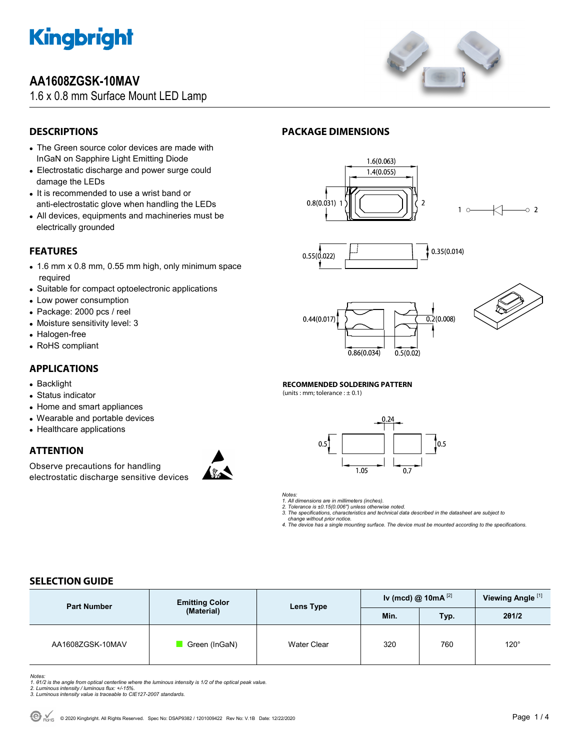# AA1608ZGSK-10MAV

1.6 x 0.8 mm Surface Mount LED Lamp

## DESCRIPTIONS

- The Green source color devices are made with InGaN on Sapphire Light Emitting Diode
- Electrostatic discharge and power surge could damage the LEDs
- It is recommended to use a wrist band or anti-electrostatic glove when handling the LEDs
- All devices, equipments and machineries must be electrically grounded

## FEATURES

- 1.6 mm x 0.8 mm, 0.55 mm high, only minimum space required
- Suitable for compact optoelectronic applications
- Low power consumption
- Package: 2000 pcs / reel
- Moisture sensitivity level: 3
- Halogen-free
- RoHS compliant

## APPLICATIONS

- Backlight
- Status indicator
- Home and smart appliances
- Wearable and portable devices
- Healthcare applications

## ATTENTION

Observe precautions for handling electrostatic discharge sensitive devices

## PACKAGE DIMENSIONS

1.6(0.063)
1.4(0.055)
0.8(0.031) 1
2
1 2
0.55(0.022)
0.35(0.014)
0.44(0.017)
0.2(0.008)
0.86(0.034)
0.5(0.02)

**RECOMMENDED SOLDERING PATTERN**

(units : mm; tolerance : ± 0.1)

0.24
0.5
0.5
1.05
0.7

*Notes:*
*1. All dimensions are in millimeters (inches).*
*2. Tolerance is ±0.15(0.006") unless otherwise noted.*
*3. The specifications, characteristics and technical data described in the datasheet are subject to change without prior notice.*
*4. The device has a single mounting surface. The device must be mounted according to the specifications.*

## SELECTION GUIDE

| Part Number | Emitting Color (Material) | Lens Type | Iv (mcd) @ 10mA [2] | | Viewing Angle [1] |
|---|---|---|---|---|---|
| | | | Min. | Typ. | 2θ1/2 |
| AA1608ZGSK-10MAV | Green (InGaN) | Water Clear | 320 | 760 | 120° |

*Notes:*
*1. θ1/2 is the angle from optical centerline where the luminous intensity is 1/2 of the optical peak value.*
*2. Luminous intensity / luminous flux: +/-15%.*
*3. Luminous intensity value is traceable to CIE127-2007 standards.*

© 2020 Kingbright. All Rights Reserved. Spec No: DSAP9382 / 1201009422 Rev No: V.1B Date: 12/22/2020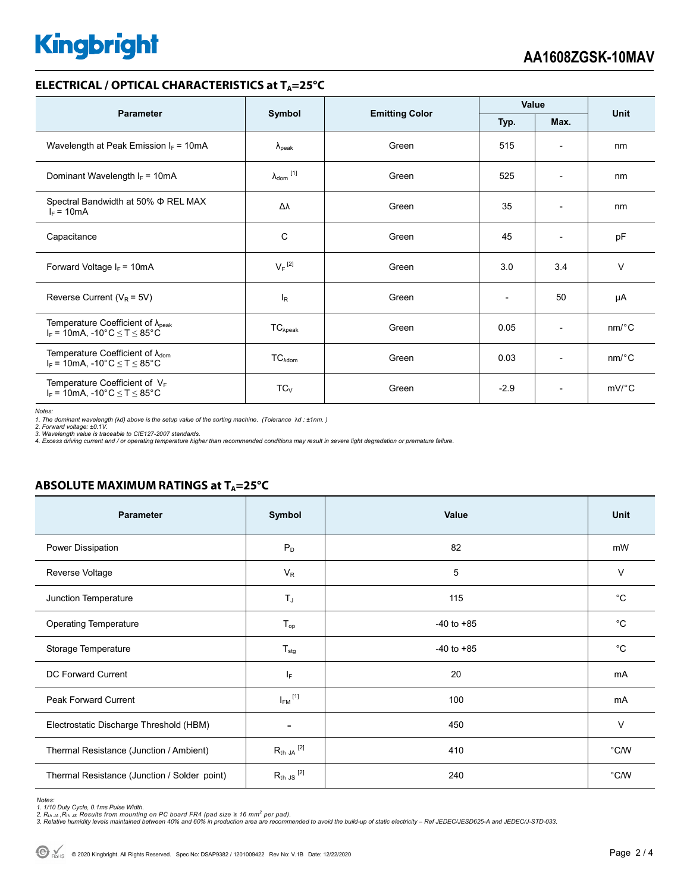## ELECTRICAL / OPTICAL CHARACTERISTICS at $T_A$=25°C

| Parameter | Symbol | Emitting Color | Value | | Unit |
|---|---|---|---|---|---|
| | | | Typ. | Max. | |
| Wavelength at Peak Emission $I_F$ = 10mA | $\lambda_{peak}$ | Green | 515 | - | nm |
| Dominant Wavelength $I_F$ = 10mA | $\lambda_{dom}$ [1] | Green | 525 | - | nm |
| Spectral Bandwidth at 50% Φ REL MAX $I_F$ = 10mA | Δλ | Green | 35 | - | nm |
| Capacitance | C | Green | 45 | - | pF |
| Forward Voltage $I_F$ = 10mA | $V_F$ [2] | Green | 3.0 | 3.4 | V |
| Reverse Current ($V_R$ = 5V) | $I_R$ | Green | - | 50 | μA |
| Temperature Coefficient of $\lambda_{peak}$ $I_F$ = 10mA, -10°C ≤ T ≤ 85°C | $TC_{\lambda peak}$ | Green | 0.05 | - | nm/°C |
| Temperature Coefficient of $\lambda_{dom}$ $I_F$ = 10mA, -10°C ≤ T ≤ 85°C | $TC_{\lambda dom}$ | Green | 0.03 | - | nm/°C |
| Temperature Coefficient of $V_F$ $I_F$ = 10mA, -10°C ≤ T ≤ 85°C | $TC_V$ | Green | -2.9 | - | mV/°C |

*Notes:*
*1. The dominant wavelength (λd) above is the setup value of the sorting machine. (Tolerance λd : ±1nm. )*
*2. Forward voltage: ±0.1V.*
*3. Wavelength value is traceable to CIE127-2007 standards.*
*4. Excess driving current and / or operating temperature higher than recommended conditions may result in severe light degradation or premature failure.*

## ABSOLUTE MAXIMUM RATINGS at $T_A$=25°C

| Parameter | Symbol | Value | Unit |
|---|---|---|---|
| Power Dissipation | $P_D$ | 82 | mW |
| Reverse Voltage | $V_R$ | 5 | V |
| Junction Temperature | $T_J$ | 115 | °C |
| Operating Temperature | $T_{op}$ | -40 to +85 | °C |
| Storage Temperature | $T_{stg}$ | -40 to +85 | °C |
| DC Forward Current | $I_F$ | 20 | mA |
| Peak Forward Current | $I_{FM}$ [1] | 100 | mA |
| Electrostatic Discharge Threshold (HBM) | - | 450 | V |
| Thermal Resistance (Junction / Ambient) | $R_{th\ JA}$ [2] | 410 | °C/W |
| Thermal Resistance (Junction / Solder point) | $R_{th\ JS}$ [2] | 240 | °C/W |

*Notes:*
*1. 1/10 Duty Cycle, 0.1ms Pulse Width.*
*2. $R_{th\ JA}$ ,$R_{th\ JS}$ Results from mounting on PC board FR4 (pad size ≥ 16 mm² per pad).*
*3. Relative humidity levels maintained between 40% and 60% in production area are recommended to avoid the build-up of static electricity – Ref JEDEC/JESD625-A and JEDEC/J-STD-033.*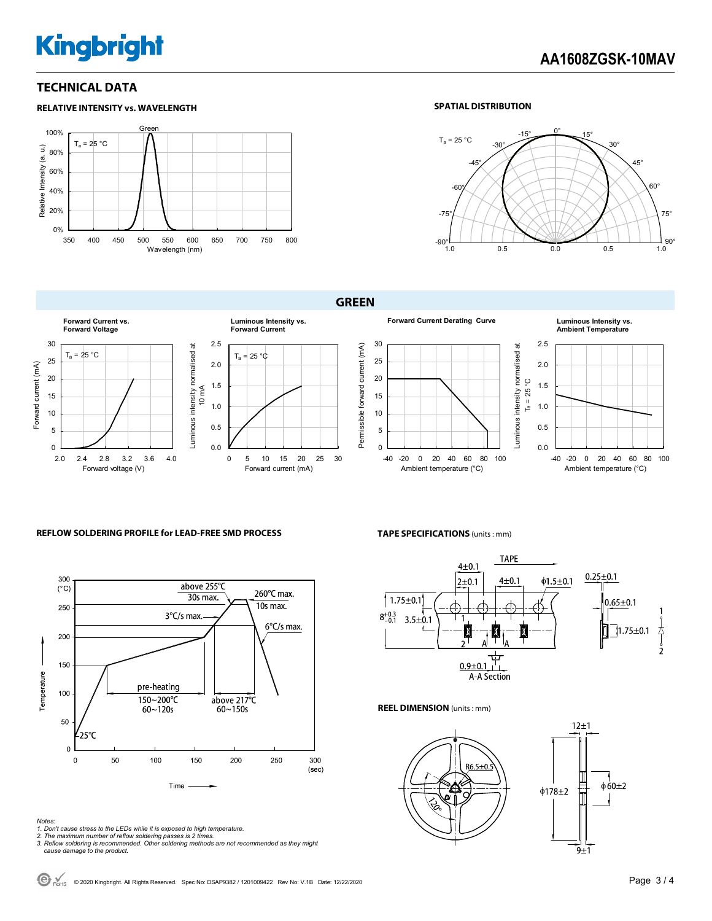# TECHNICAL DATA

### RELATIVE INTENSITY vs. WAVELENGTH

Green

$T_a$ = 25 °C

Relative Intensity (a. u.)

100%
80%
60%
40%
20%
0%

350 400 450 500 550 600 650 700 750 800

Wavelength (nm)

### SPATIAL DISTRIBUTION

$T_a$ = 25 °C

0° 15° 30° 45° 60° 75° 90° -15° -30° -45° -60° -75° -90°

1.0 0.5 0.0 0.5 1.0

## GREEN

**Forward Current vs. Forward Voltage**

$T_a$ = 25 °C

Forward current (mA)

30 25 20 15 10 5 0

2.0 2.4 2.8 3.2 3.6 4.0

Forward voltage (V)

**Luminous Intensity vs. Forward Current**

$T_a$ = 25 °C

Luminous intensity normalised at 10 mA

2.5 2.0 1.5 1.0 0.5 0.0

0 5 10 15 20 25 30

Forward current (mA)

**Forward Current Derating Curve**

Permissible forward current (mA)

30 25 20 15 10 5 0

-40 -20 0 20 40 60 80 100

Ambient temperature (°C)

**Luminous Intensity vs. Ambient Temperature**

Luminous intensity normalised at $T_a$ = 25 °C

2.5 2.0 1.5 1.0 0.5 0.0

-40 -20 0 20 40 60 80 100

Ambient temperature (°C)

### REFLOW SOLDERING PROFILE for LEAD-FREE SMD PROCESS

300 250 200 150 100 50 0

(°C)

Temperature

0 50 100 150 200 250 300 (sec)

Time

above 255°C
30s max.

260°C max.
10s max.

3°C/s max.

6°C/s max.

pre-heating
150~200°C
60~120s

above 217°C
60~150s

25°C

### TAPE SPECIFICATIONS (units : mm)

TAPE

4±0.1
2±0.1
4±0.1
ϕ1.5±0.1
1.75±0.1
$8^{+0.3}_{-0.1}$
3.5±0.1
0.25±0.1
0.65±0.1
1.75±0.1
0.9±0.1
A-A Section
1 2 A A

### REEL DIMENSION (units : mm)

R6.5±0.5
120°
12±1
ϕ178±2
ϕ60±2
9±1

*Notes:*
*1. Don't cause stress to the LEDs while it is exposed to high temperature.*
*2. The maximum number of reflow soldering passes is 2 times.*
*3. Reflow soldering is recommended. Other soldering methods are not recommended as they might cause damage to the product.*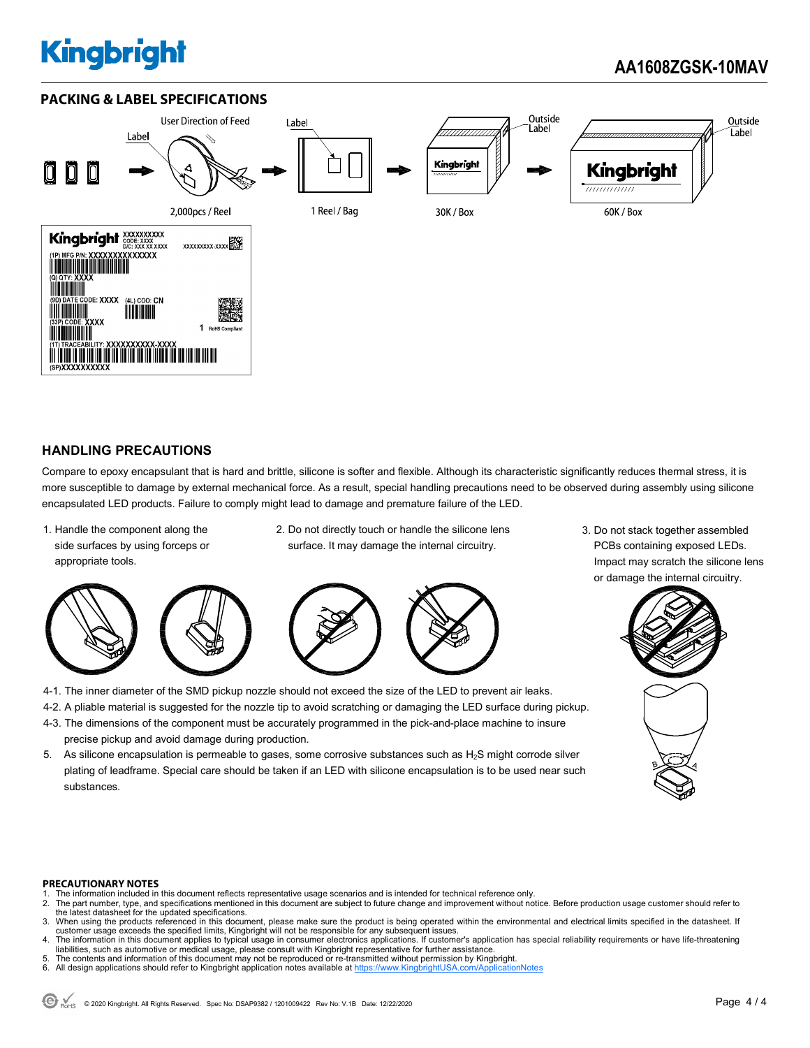## PACKING & LABEL SPECIFICATIONS

User Direction of Feed

Label

2,000pcs / Reel

Label

1 Reel / Bag

Outside Label

30K / Box

Outside Label

60K / Box

## HANDLING PRECAUTIONS

Compare to epoxy encapsulant that is hard and brittle, silicone is softer and flexible. Although its characteristic significantly reduces thermal stress, it is more susceptible to damage by external mechanical force. As a result, special handling precautions need to be observed during assembly using silicone encapsulated LED products. Failure to comply might lead to damage and premature failure of the LED.

1. Handle the component along the side surfaces by using forceps or appropriate tools.
2. Do not directly touch or handle the silicone lens surface. It may damage the internal circuitry.
3. Do not stack together assembled PCBs containing exposed LEDs. Impact may scratch the silicone lens or damage the internal circuitry.

4-1. The inner diameter of the SMD pickup nozzle should not exceed the size of the LED to prevent air leaks.

4-2. A pliable material is suggested for the nozzle tip to avoid scratching or damaging the LED surface during pickup.

4-3. The dimensions of the component must be accurately programmed in the pick-and-place machine to insure precise pickup and avoid damage during production.

5. As silicone encapsulation is permeable to gases, some corrosive substances such as $H_2S$ might corrode silver plating of leadframe. Special care should be taken if an LED with silicone encapsulation is to be used near such substances.

### PRECAUTIONARY NOTES

1. The information included in this document reflects representative usage scenarios and is intended for technical reference only.
2. The part number, type, and specifications mentioned in this document are subject to future change and improvement without notice. Before production usage customer should refer to the latest datasheet for the updated specifications.
3. When using the products referenced in this document, please make sure the product is being operated within the environmental and electrical limits specified in the datasheet. If customer usage exceeds the specified limits, Kingbright will not be responsible for any subsequent issues.
4. The information in this document applies to typical usage in consumer electronics applications. If customer's application has special reliability requirements or have life-threatening liabilities, such as automotive or medical usage, please consult with Kingbright representative for further assistance.
5. The contents and information of this document may not be reproduced or re-transmitted without permission by Kingbright.
6. All design applications should refer to Kingbright application notes available at https://www.KingbrightUSA.com/ApplicationNotes

© 2020 Kingbright. All Rights Reserved. Spec No: DSAP9382 / 1201009422 Rev No: V.1B Date: 12/22/2020